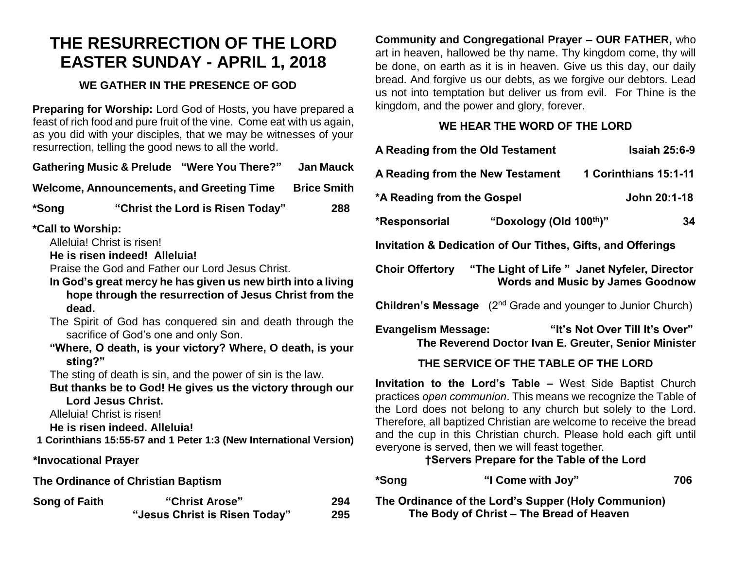# THE RESURRECTION OF THE LORD
# EASTER SUNDAY - APRIL 1, 2018

### WE GATHER IN THE PRESENCE OF GOD

**Preparing for Worship:** Lord God of Hosts, you have prepared a feast of rich food and pure fruit of the vine. Come eat with us again, as you did with your disciples, that we may be witnesses of your resurrection, telling the good news to all the world.

**Gathering Music & Prelude "Were You There?" Jan Mauck**

**Welcome, Announcements, and Greeting Time Brice Smith**

**\*Song "Christ the Lord is Risen Today" 288**

**\*Call to Worship:**

Alleluia! Christ is risen!

**He is risen indeed! Alleluia!**

Praise the God and Father our Lord Jesus Christ.

**In God's great mercy he has given us new birth into a living hope through the resurrection of Jesus Christ from the dead.**

The Spirit of God has conquered sin and death through the sacrifice of God's one and only Son.

**"Where, O death, is your victory? Where, O death, is your sting?"**

The sting of death is sin, and the power of sin is the law.

**But thanks be to God! He gives us the victory through our Lord Jesus Christ.**

Alleluia! Christ is risen!

**He is risen indeed. Alleluia!**

**1 Corinthians 15:55-57 and 1 Peter 1:3 (New International Version)**

**\*Invocational Prayer**

**The Ordinance of Christian Baptism**

**Song of Faith "Christ Arose" 294**
**"Jesus Christ is Risen Today" 295**

**Community and Congregational Prayer – OUR FATHER,** who art in heaven, hallowed be thy name. Thy kingdom come, thy will be done, on earth as it is in heaven. Give us this day, our daily bread. And forgive us our debts, as we forgive our debtors. Lead us not into temptation but deliver us from evil. For Thine is the kingdom, and the power and glory, forever.

### WE HEAR THE WORD OF THE LORD

**A Reading from the Old Testament Isaiah 25:6-9**

**A Reading from the New Testament 1 Corinthians 15:1-11**

**\*A Reading from the Gospel John 20:1-18**

**\*Responsorial "Doxology (Old 100th)" 34**

**Invitation & Dedication of Our Tithes, Gifts, and Offerings**

**Choir Offertory "The Light of Life" Janet Nyfeler, Director**
**Words and Music by James Goodnow**

**Children's Message** (2nd Grade and younger to Junior Church)

**Evangelism Message: "It's Not Over Till It's Over"**
**The Reverend Doctor Ivan E. Greuter, Senior Minister**

### THE SERVICE OF THE TABLE OF THE LORD

**Invitation to the Lord's Table –** West Side Baptist Church practices *open communion*. This means we recognize the Table of the Lord does not belong to any church but solely to the Lord. Therefore, all baptized Christian are welcome to receive the bread and the cup in this Christian church. Please hold each gift until everyone is served, then we will feast together.

**†Servers Prepare for the Table of the Lord**

**\*Song "I Come with Joy" 706**

**The Ordinance of the Lord's Supper (Holy Communion)**
**The Body of Christ – The Bread of Heaven**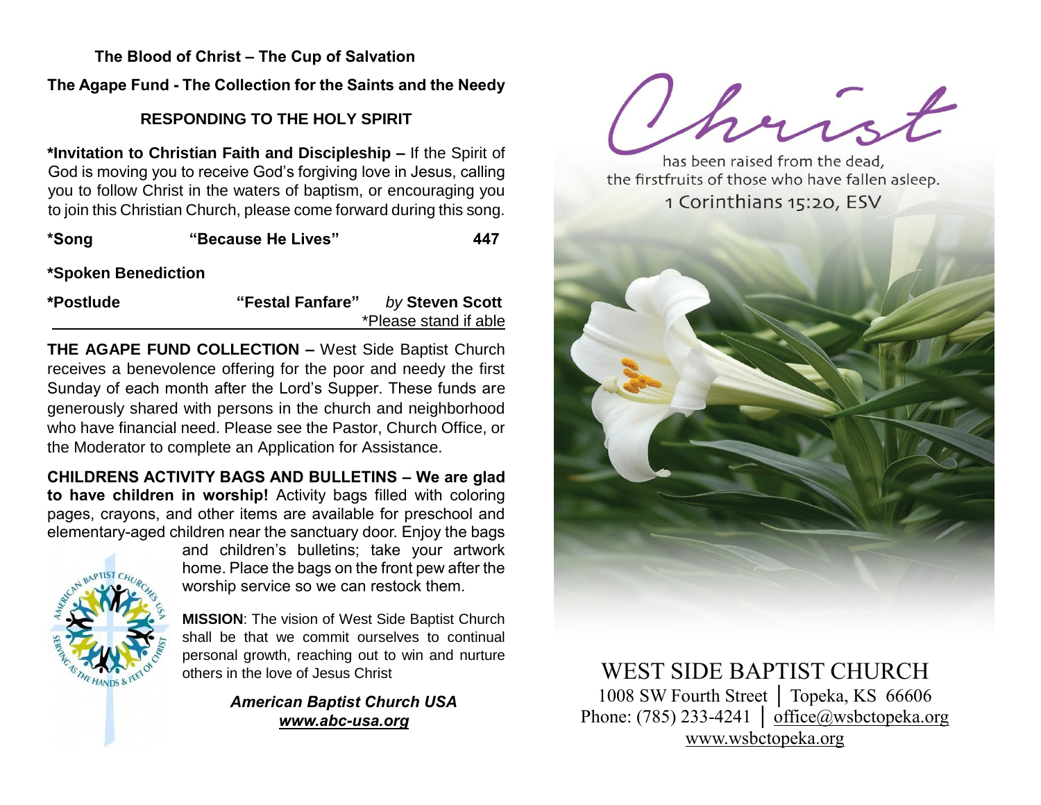**The Blood of Christ – The Cup of Salvation**

**The Agape Fund - The Collection for the Saints and the Needy**

**RESPONDING TO THE HOLY SPIRIT**

**\*Invitation to Christian Faith and Discipleship –** If the Spirit of God is moving you to receive God's forgiving love in Jesus, calling you to follow Christ in the waters of baptism, or encouraging you to join this Christian Church, please come forward during this song.

**\*Song** **"Because He Lives"** **447**

**\*Spoken Benediction**

**\*Postlude** **"Festal Fanfare"** *by* **Steven Scott**

\*Please stand if able

**THE AGAPE FUND COLLECTION –** West Side Baptist Church receives a benevolence offering for the poor and needy the first Sunday of each month after the Lord's Supper. These funds are generously shared with persons in the church and neighborhood who have financial need. Please see the Pastor, Church Office, or the Moderator to complete an Application for Assistance.

**CHILDRENS ACTIVITY BAGS AND BULLETINS – We are glad to have children in worship!** Activity bags filled with coloring pages, crayons, and other items are available for preschool and elementary-aged children near the sanctuary door. Enjoy the bags and children's bulletins; take your artwork home. Place the bags on the front pew after the worship service so we can restock them.

**MISSION**: The vision of West Side Baptist Church shall be that we commit ourselves to continual personal growth, reaching out to win and nurture others in the love of Jesus Christ

***American Baptist Church USA***
***www.abc-usa.org***

Christ has been raised from the dead, the firstfruits of those who have fallen asleep.
1 Corinthians 15:20, ESV

# WEST SIDE BAPTIST CHURCH

1008 SW Fourth Street | Topeka, KS 66606
Phone: (785) 233-4241 | office@wsbctopeka.org
www.wsbctopeka.org